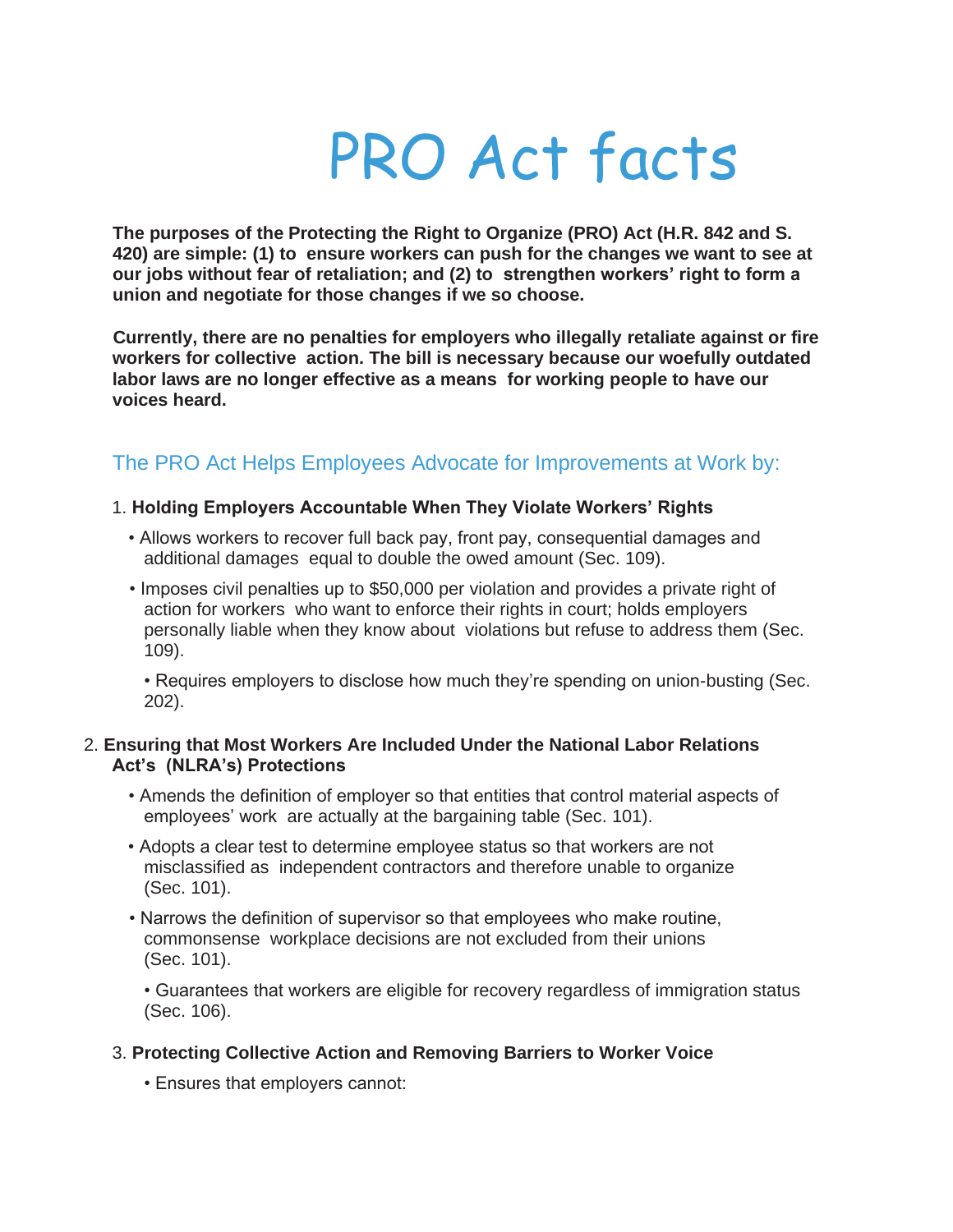# PRO Act facts

**The purposes of the Protecting the Right to Organize (PRO) Act (H.R. 842 and S. 420) are simple: (1) to ensure workers can push for the changes we want to see at our jobs without fear of retaliation; and (2) to strengthen workers' right to form a union and negotiate for those changes if we so choose.**

**Currently, there are no penalties for employers who illegally retaliate against or fire workers for collective action. The bill is necessary because our woefully outdated labor laws are no longer effective as a means for working people to have our voices heard.**

## The PRO Act Helps Employees Advocate for Improvements at Work by:

1. **Holding Employers Accountable When They Violate Workers' Rights**
   - Allows workers to recover full back pay, front pay, consequential damages and additional damages equal to double the owed amount (Sec. 109).
   - Imposes civil penalties up to $50,000 per violation and provides a private right of action for workers who want to enforce their rights in court; holds employers personally liable when they know about violations but refuse to address them (Sec. 109).
   - Requires employers to disclose how much they're spending on union-busting (Sec. 202).

2. **Ensuring that Most Workers Are Included Under the National Labor Relations Act's (NLRA's) Protections**
   - Amends the definition of employer so that entities that control material aspects of employees' work are actually at the bargaining table (Sec. 101).
   - Adopts a clear test to determine employee status so that workers are not misclassified as independent contractors and therefore unable to organize (Sec. 101).
   - Narrows the definition of supervisor so that employees who make routine, commonsense workplace decisions are not excluded from their unions (Sec. 101).
   - Guarantees that workers are eligible for recovery regardless of immigration status (Sec. 106).

3. **Protecting Collective Action and Removing Barriers to Worker Voice**
   - Ensures that employers cannot: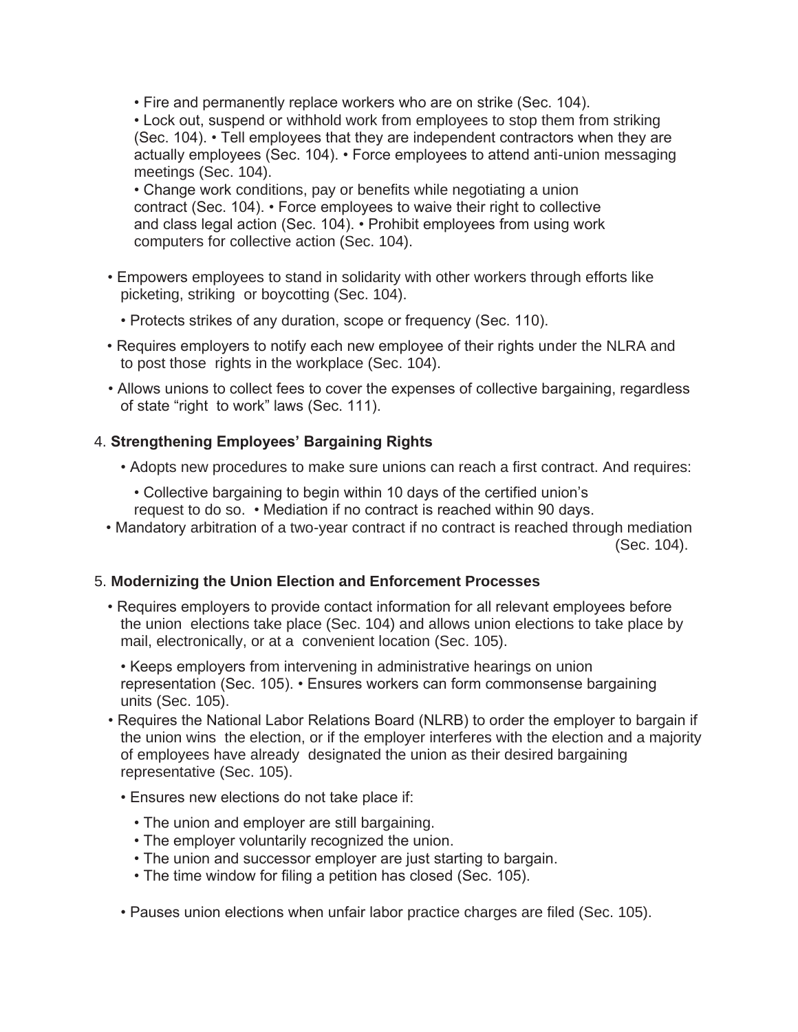- Fire and permanently replace workers who are on strike (Sec. 104).
- Lock out, suspend or withhold work from employees to stop them from striking (Sec. 104).
- Tell employees that they are independent contractors when they are actually employees (Sec. 104).
- Force employees to attend anti-union messaging meetings (Sec. 104).
- Change work conditions, pay or benefits while negotiating a union contract (Sec. 104).
- Force employees to waive their right to collective and class legal action (Sec. 104).
- Prohibit employees from using work computers for collective action (Sec. 104).

- Empowers employees to stand in solidarity with other workers through efforts like picketing, striking or boycotting (Sec. 104).
  - Protects strikes of any duration, scope or frequency (Sec. 110).
- Requires employers to notify each new employee of their rights under the NLRA and to post those rights in the workplace (Sec. 104).
- Allows unions to collect fees to cover the expenses of collective bargaining, regardless of state "right to work" laws (Sec. 111).

4. **Strengthening Employees' Bargaining Rights**

- Adopts new procedures to make sure unions can reach a first contract. And requires:
  - Collective bargaining to begin within 10 days of the certified union's request to do so.
  - Mediation if no contract is reached within 90 days.
  - Mandatory arbitration of a two-year contract if no contract is reached through mediation (Sec. 104).

5. **Modernizing the Union Election and Enforcement Processes**

- Requires employers to provide contact information for all relevant employees before the union elections take place (Sec. 104) and allows union elections to take place by mail, electronically, or at a convenient location (Sec. 105).
  - Keeps employers from intervening in administrative hearings on union representation (Sec. 105).
  - Ensures workers can form commonsense bargaining units (Sec. 105).
- Requires the National Labor Relations Board (NLRB) to order the employer to bargain if the union wins the election, or if the employer interferes with the election and a majority of employees have already designated the union as their desired bargaining representative (Sec. 105).
  - Ensures new elections do not take place if:
    - The union and employer are still bargaining.
    - The employer voluntarily recognized the union.
    - The union and successor employer are just starting to bargain.
    - The time window for filing a petition has closed (Sec. 105).
  - Pauses union elections when unfair labor practice charges are filed (Sec. 105).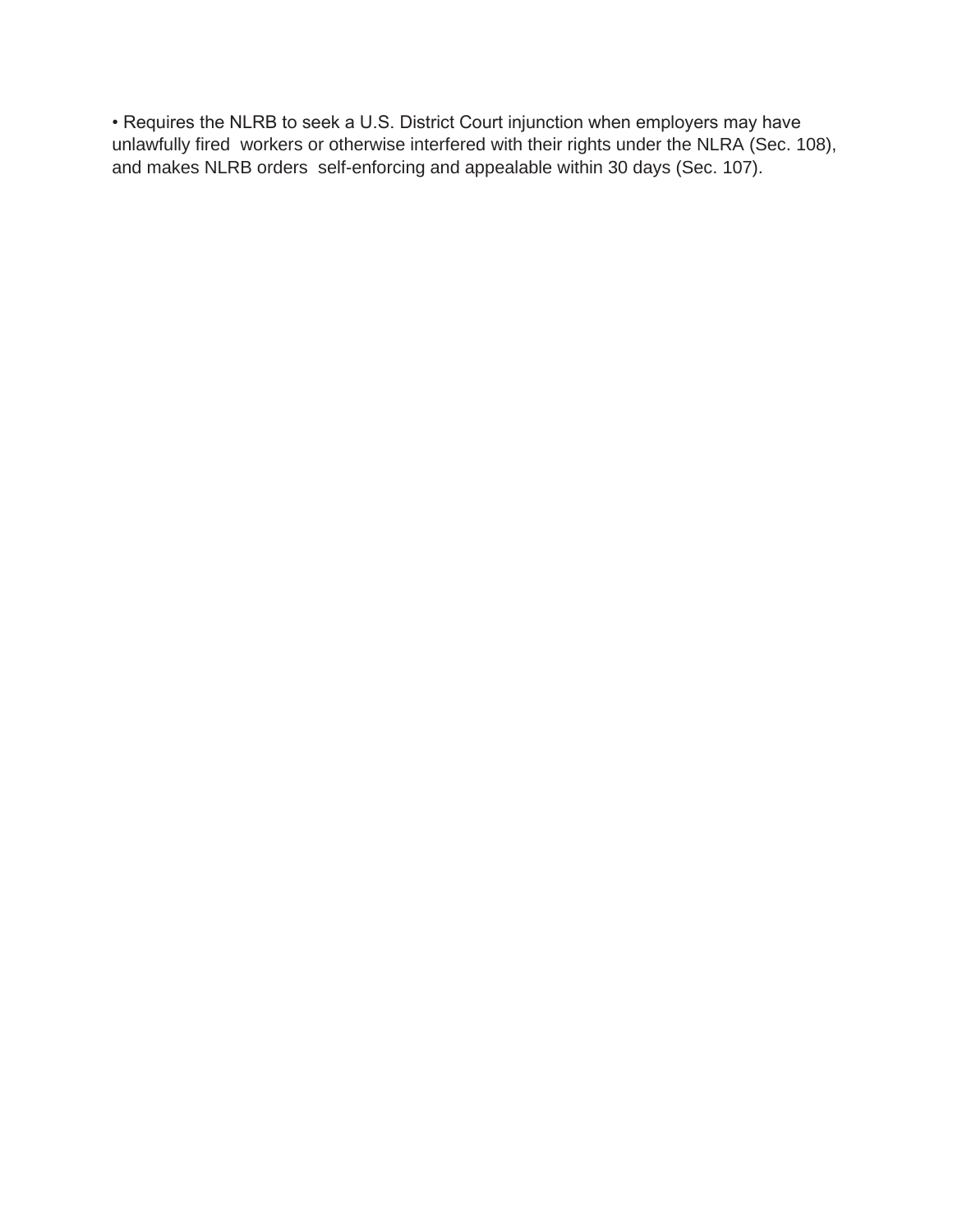- Requires the NLRB to seek a U.S. District Court injunction when employers may have unlawfully fired workers or otherwise interfered with their rights under the NLRA (Sec. 108), and makes NLRB orders self-enforcing and appealable within 30 days (Sec. 107).